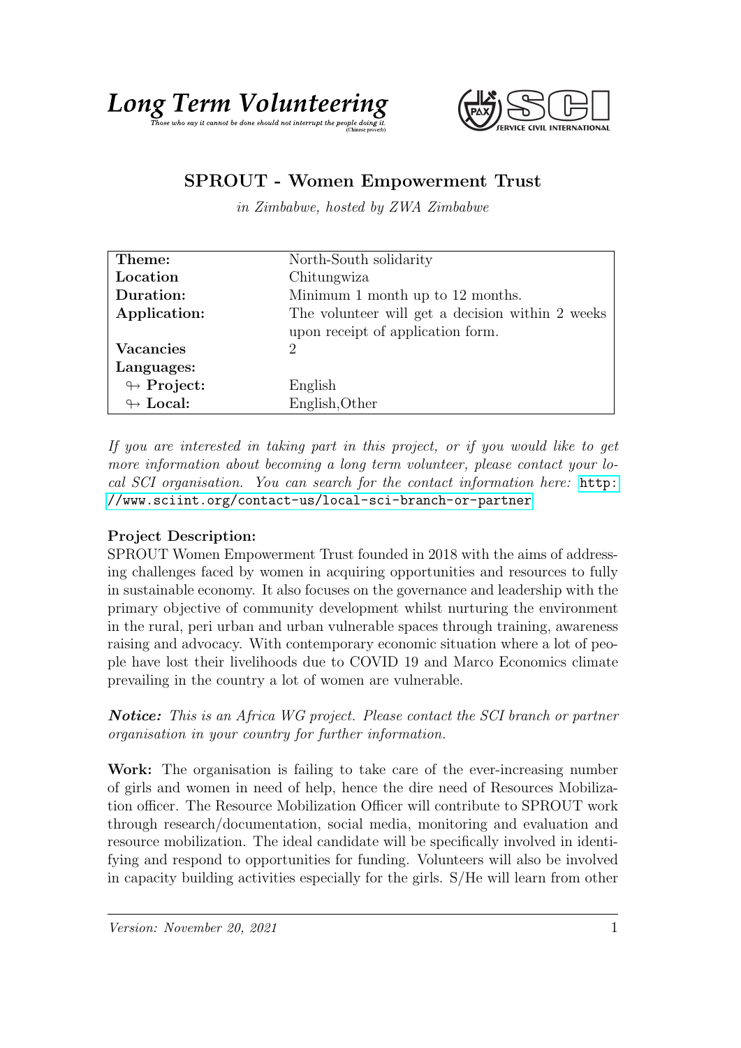**Long Term Volunteering**
*Those who say it cannot be done should not interrupt the people doing it.* (Chinese proverb)

SCI SERVICE CIVIL INTERNATIONAL

# SPROUT - Women Empowerment Trust

*in Zimbabwe, hosted by ZWA Zimbabwe*

| | |
|---|---|
| **Theme:** | North-South solidarity |
| **Location** | Chitungwiza |
| **Duration:** | Minimum 1 month up to 12 months. |
| **Application:** | The volunteer will get a decision within 2 weeks upon receipt of application form. |
| **Vacancies** | 2 |
| **Languages:** | |
| ↬ **Project:** | English |
| ↬ **Local:** | English,Other |

*If you are interested in taking part in this project, or if you would like to get more information about becoming a long term volunteer, please contact your local SCI organisation. You can search for the contact information here:* http://www.sciint.org/contact-us/local-sci-branch-or-partner

**Project Description:**
SPROUT Women Empowerment Trust founded in 2018 with the aims of addressing challenges faced by women in acquiring opportunities and resources to fully in sustainable economy. It also focuses on the governance and leadership with the primary objective of community development whilst nurturing the environment in the rural, peri urban and urban vulnerable spaces through training, awareness raising and advocacy. With contemporary economic situation where a lot of people have lost their livelihoods due to COVID 19 and Marco Economics climate prevailing in the country a lot of women are vulnerable.

***Notice:*** *This is an Africa WG project. Please contact the SCI branch or partner organisation in your country for further information.*

**Work:** The organisation is failing to take care of the ever-increasing number of girls and women in need of help, hence the dire need of Resources Mobilization officer. The Resource Mobilization Officer will contribute to SPROUT work through research/documentation, social media, monitoring and evaluation and resource mobilization. The ideal candidate will be specifically involved in identifying and respond to opportunities for funding. Volunteers will also be involved in capacity building activities especially for the girls. S/He will learn from other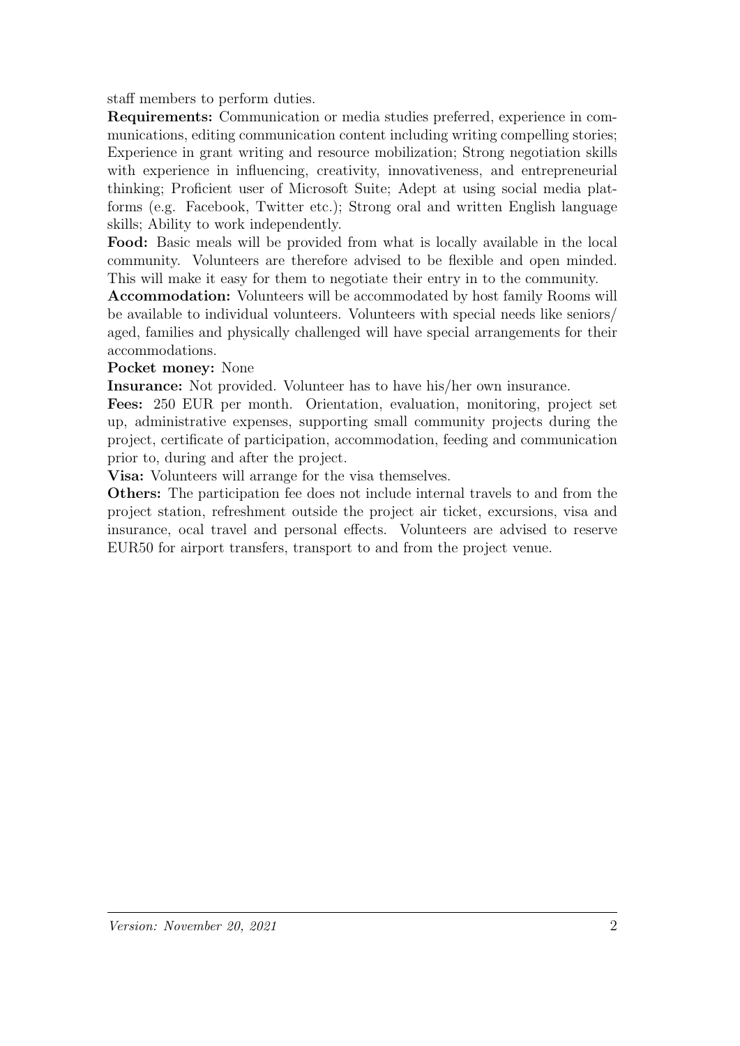staff members to perform duties.

**Requirements:** Communication or media studies preferred, experience in communications, editing communication content including writing compelling stories; Experience in grant writing and resource mobilization; Strong negotiation skills with experience in influencing, creativity, innovativeness, and entrepreneurial thinking; Proficient user of Microsoft Suite; Adept at using social media platforms (e.g. Facebook, Twitter etc.); Strong oral and written English language skills; Ability to work independently.

**Food:** Basic meals will be provided from what is locally available in the local community. Volunteers are therefore advised to be flexible and open minded. This will make it easy for them to negotiate their entry in to the community.

**Accommodation:** Volunteers will be accommodated by host family Rooms will be available to individual volunteers. Volunteers with special needs like seniors/ aged, families and physically challenged will have special arrangements for their accommodations.

**Pocket money:** None

**Insurance:** Not provided. Volunteer has to have his/her own insurance.

**Fees:** 250 EUR per month. Orientation, evaluation, monitoring, project set up, administrative expenses, supporting small community projects during the project, certificate of participation, accommodation, feeding and communication prior to, during and after the project.

**Visa:** Volunteers will arrange for the visa themselves.

**Others:** The participation fee does not include internal travels to and from the project station, refreshment outside the project air ticket, excursions, visa and insurance, ocal travel and personal effects. Volunteers are advised to reserve EUR50 for airport transfers, transport to and from the project venue.